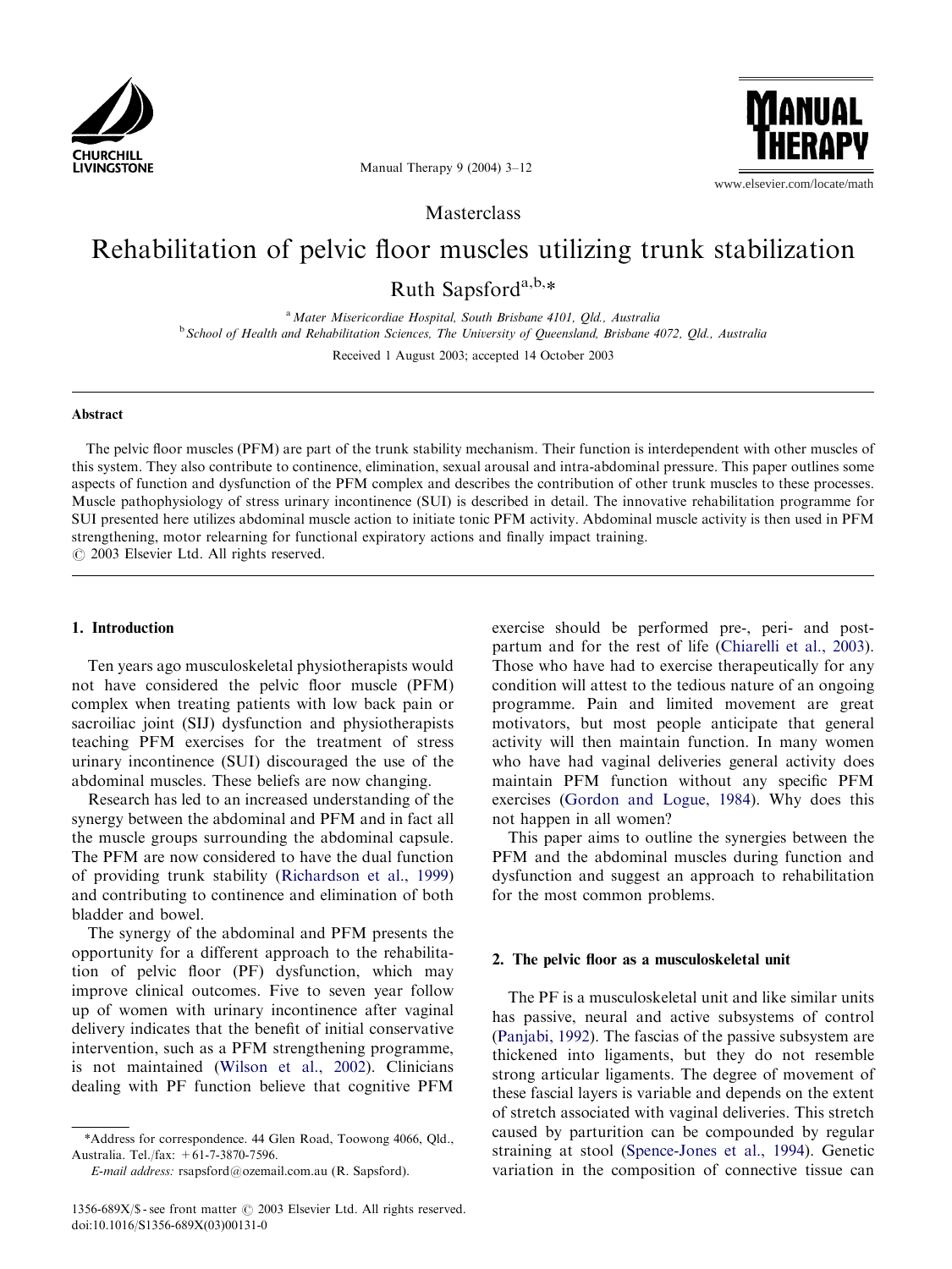Masterclass

# Rehabilitation of pelvic floor muscles utilizing trunk stabilization

Ruth Sapsford[a,b,*]

[a] Mater Misericordiae Hospital, South Brisbane 4101, Qld., Australia

[b] School of Health and Rehabilitation Sciences, The University of Queensland, Brisbane 4072, Qld., Australia

Received 1 August 2003; accepted 14 October 2003

## Abstract

The pelvic floor muscles (PFM) are part of the trunk stability mechanism. Their function is interdependent with other muscles of this system. They also contribute to continence, elimination, sexual arousal and intra-abdominal pressure. This paper outlines some aspects of function and dysfunction of the PFM complex and describes the contribution of other trunk muscles to these processes. Muscle pathophysiology of stress urinary incontinence (SUI) is described in detail. The innovative rehabilitation programme for SUI presented here utilizes abdominal muscle action to initiate tonic PFM activity. Abdominal muscle activity is then used in PFM strengthening, motor relearning for functional expiratory actions and finally impact training.

© 2003 Elsevier Ltd. All rights reserved.

## 1. Introduction

Ten years ago musculoskeletal physiotherapists would not have considered the pelvic floor muscle (PFM) complex when treating patients with low back pain or sacroiliac joint (SIJ) dysfunction and physiotherapists teaching PFM exercises for the treatment of stress urinary incontinence (SUI) discouraged the use of the abdominal muscles. These beliefs are now changing.

Research has led to an increased understanding of the synergy between the abdominal and PFM and in fact all the muscle groups surrounding the abdominal capsule. The PFM are now considered to have the dual function of providing trunk stability (Richardson et al., 1999) and contributing to continence and elimination of both bladder and bowel.

The synergy of the abdominal and PFM presents the opportunity for a different approach to the rehabilitation of pelvic floor (PF) dysfunction, which may improve clinical outcomes. Five to seven year follow up of women with urinary incontinence after vaginal delivery indicates that the benefit of initial conservative intervention, such as a PFM strengthening programme, is not maintained (Wilson et al., 2002). Clinicians dealing with PF function believe that cognitive PFM exercise should be performed pre-, peri- and postpartum and for the rest of life (Chiarelli et al., 2003). Those who have had to exercise therapeutically for any condition will attest to the tedious nature of an ongoing programme. Pain and limited movement are great motivators, but most people anticipate that general activity will then maintain function. In many women who have had vaginal deliveries general activity does maintain PFM function without any specific PFM exercises (Gordon and Logue, 1984). Why does this not happen in all women?

This paper aims to outline the synergies between the PFM and the abdominal muscles during function and dysfunction and suggest an approach to rehabilitation for the most common problems.

## 2. The pelvic floor as a musculoskeletal unit

The PF is a musculoskeletal unit and like similar units has passive, neural and active subsystems of control (Panjabi, 1992). The fascias of the passive subsystem are thickened into ligaments, but they do not resemble strong articular ligaments. The degree of movement of these fascial layers is variable and depends on the extent of stretch associated with vaginal deliveries. This stretch caused by parturition can be compounded by regular straining at stool (Spence-Jones et al., 1994). Genetic variation in the composition of connective tissue can

*Address for correspondence. 44 Glen Road, Toowong 4066, Qld., Australia. Tel./fax: +61-7-3870-7596.

*E-mail address:* rsapsford@ozemail.com.au (R. Sapsford).

1356-689X/$ - see front matter © 2003 Elsevier Ltd. All rights reserved.
doi:10.1016/S1356-689X(03)00131-0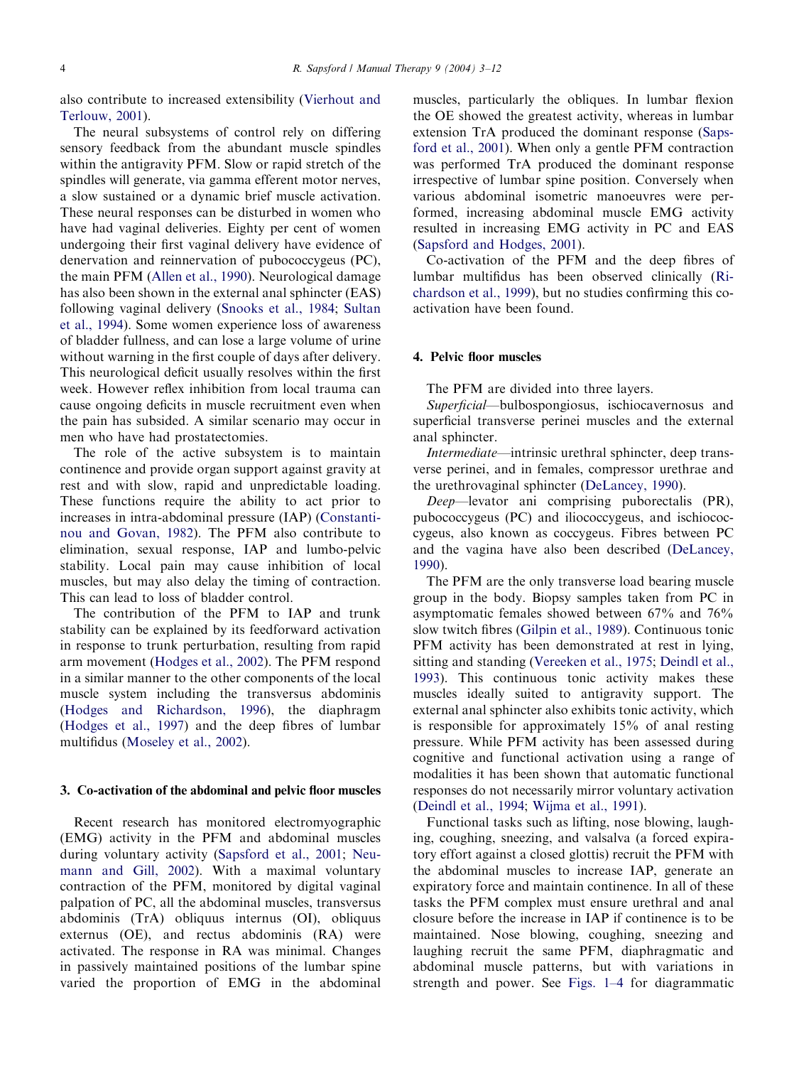also contribute to increased extensibility (Vierhout and Terlouw, 2001).

The neural subsystems of control rely on differing sensory feedback from the abundant muscle spindles within the antigravity PFM. Slow or rapid stretch of the spindles will generate, via gamma efferent motor nerves, a slow sustained or a dynamic brief muscle activation. These neural responses can be disturbed in women who have had vaginal deliveries. Eighty per cent of women undergoing their first vaginal delivery have evidence of denervation and reinnervation of pubococcygeus (PC), the main PFM (Allen et al., 1990). Neurological damage has also been shown in the external anal sphincter (EAS) following vaginal delivery (Snooks et al., 1984; Sultan et al., 1994). Some women experience loss of awareness of bladder fullness, and can lose a large volume of urine without warning in the first couple of days after delivery. This neurological deficit usually resolves within the first week. However reflex inhibition from local trauma can cause ongoing deficits in muscle recruitment even when the pain has subsided. A similar scenario may occur in men who have had prostatectomies.

The role of the active subsystem is to maintain continence and provide organ support against gravity at rest and with slow, rapid and unpredictable loading. These functions require the ability to act prior to increases in intra-abdominal pressure (IAP) (Constantinou and Govan, 1982). The PFM also contribute to elimination, sexual response, IAP and lumbo-pelvic stability. Local pain may cause inhibition of local muscles, but may also delay the timing of contraction. This can lead to loss of bladder control.

The contribution of the PFM to IAP and trunk stability can be explained by its feedforward activation in response to trunk perturbation, resulting from rapid arm movement (Hodges et al., 2002). The PFM respond in a similar manner to the other components of the local muscle system including the transversus abdominis (Hodges and Richardson, 1996), the diaphragm (Hodges et al., 1997) and the deep fibres of lumbar multifidus (Moseley et al., 2002).

## 3. Co-activation of the abdominal and pelvic floor muscles

Recent research has monitored electromyographic (EMG) activity in the PFM and abdominal muscles during voluntary activity (Sapsford et al., 2001; Neumann and Gill, 2002). With a maximal voluntary contraction of the PFM, monitored by digital vaginal palpation of PC, all the abdominal muscles, transversus abdominis (TrA) obliquus internus (OI), obliquus externus (OE), and rectus abdominis (RA) were activated. The response in RA was minimal. Changes in passively maintained positions of the lumbar spine varied the proportion of EMG in the abdominal muscles, particularly the obliques. In lumbar flexion the OE showed the greatest activity, whereas in lumbar extension TrA produced the dominant response (Sapsford et al., 2001). When only a gentle PFM contraction was performed TrA produced the dominant response irrespective of lumbar spine position. Conversely when various abdominal isometric manoeuvres were performed, increasing abdominal muscle EMG activity resulted in increasing EMG activity in PC and EAS (Sapsford and Hodges, 2001).

Co-activation of the PFM and the deep fibres of lumbar multifidus has been observed clinically (Richardson et al., 1999), but no studies confirming this co-activation have been found.

## 4. Pelvic floor muscles

The PFM are divided into three layers.

*Superficial*—bulbospongiosus, ischiocavernosus and superficial transverse perinei muscles and the external anal sphincter.

*Intermediate*—intrinsic urethral sphincter, deep transverse perinei, and in females, compressor urethrae and the urethrovaginal sphincter (DeLancey, 1990).

*Deep*—levator ani comprising puborectalis (PR), pubococcygeus (PC) and iliococcygeus, and ischiococcygeus, also known as coccygeus. Fibres between PC and the vagina have also been described (DeLancey, 1990).

The PFM are the only transverse load bearing muscle group in the body. Biopsy samples taken from PC in asymptomatic females showed between 67% and 76% slow twitch fibres (Gilpin et al., 1989). Continuous tonic PFM activity has been demonstrated at rest in lying, sitting and standing (Vereeken et al., 1975; Deindl et al., 1993). This continuous tonic activity makes these muscles ideally suited to antigravity support. The external anal sphincter also exhibits tonic activity, which is responsible for approximately 15% of anal resting pressure. While PFM activity has been assessed during cognitive and functional activation using a range of modalities it has been shown that automatic functional responses do not necessarily mirror voluntary activation (Deindl et al., 1994; Wijma et al., 1991).

Functional tasks such as lifting, nose blowing, laughing, coughing, sneezing, and valsalva (a forced expiratory effort against a closed glottis) recruit the PFM with the abdominal muscles to increase IAP, generate an expiratory force and maintain continence. In all of these tasks the PFM complex must ensure urethral and anal closure before the increase in IAP if continence is to be maintained. Nose blowing, coughing, sneezing and laughing recruit the same PFM, diaphragmatic and abdominal muscle patterns, but with variations in strength and power. See Figs. 1–4 for diagrammatic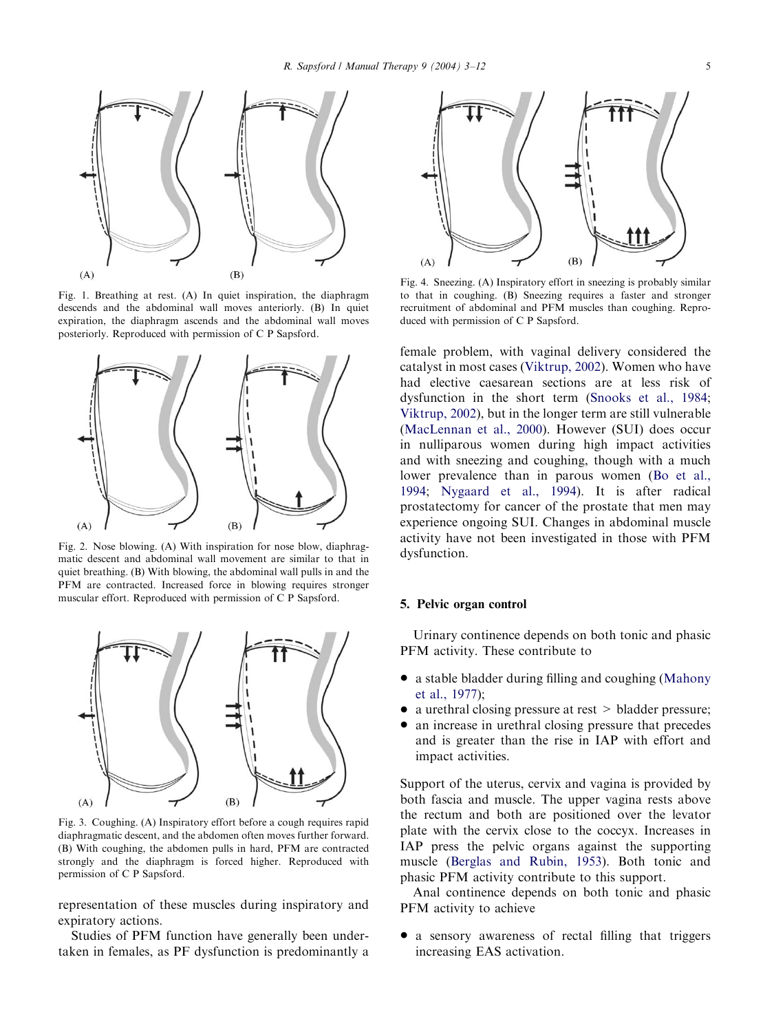Fig. 1. Breathing at rest. (A) In quiet inspiration, the diaphragm descends and the abdominal wall moves anteriorly. (B) In quiet expiration, the diaphragm ascends and the abdominal wall moves posteriorly. Reproduced with permission of C P Sapsford.

Fig. 2. Nose blowing. (A) With inspiration for nose blow, diaphragmatic descent and abdominal wall movement are similar to that in quiet breathing. (B) With blowing, the abdominal wall pulls in and the PFM are contracted. Increased force in blowing requires stronger muscular effort. Reproduced with permission of C P Sapsford.

Fig. 3. Coughing. (A) Inspiratory effort before a cough requires rapid diaphragmatic descent, and the abdomen often moves further forward. (B) With coughing, the abdomen pulls in hard, PFM are contracted strongly and the diaphragm is forced higher. Reproduced with permission of C P Sapsford.

representation of these muscles during inspiratory and expiratory actions.

Studies of PFM function have generally been undertaken in females, as PF dysfunction is predominantly a female problem, with vaginal delivery considered the catalyst in most cases (Viktrup, 2002). Women who have had elective caesarean sections are at less risk of dysfunction in the short term (Snooks et al., 1984; Viktrup, 2002), but in the longer term are still vulnerable (MacLennan et al., 2000). However (SUI) does occur in nulliparous women during high impact activities and with sneezing and coughing, though with a much lower prevalence than in parous women (Bo et al., 1994; Nygaard et al., 1994). It is after radical prostatectomy for cancer of the prostate that men may experience ongoing SUI. Changes in abdominal muscle activity have not been investigated in those with PFM dysfunction.

Fig. 4. Sneezing. (A) Inspiratory effort in sneezing is probably similar to that in coughing. (B) Sneezing requires a faster and stronger recruitment of abdominal and PFM muscles than coughing. Reproduced with permission of C P Sapsford.

## 5. Pelvic organ control

Urinary continence depends on both tonic and phasic PFM activity. These contribute to

- a stable bladder during filling and coughing (Mahony et al., 1977);
- a urethral closing pressure at rest > bladder pressure;
- an increase in urethral closing pressure that precedes and is greater than the rise in IAP with effort and impact activities.

Support of the uterus, cervix and vagina is provided by both fascia and muscle. The upper vagina rests above the rectum and both are positioned over the levator plate with the cervix close to the coccyx. Increases in IAP press the pelvic organs against the supporting muscle (Berglas and Rubin, 1953). Both tonic and phasic PFM activity contribute to this support.

Anal continence depends on both tonic and phasic PFM activity to achieve

- a sensory awareness of rectal filling that triggers increasing EAS activation.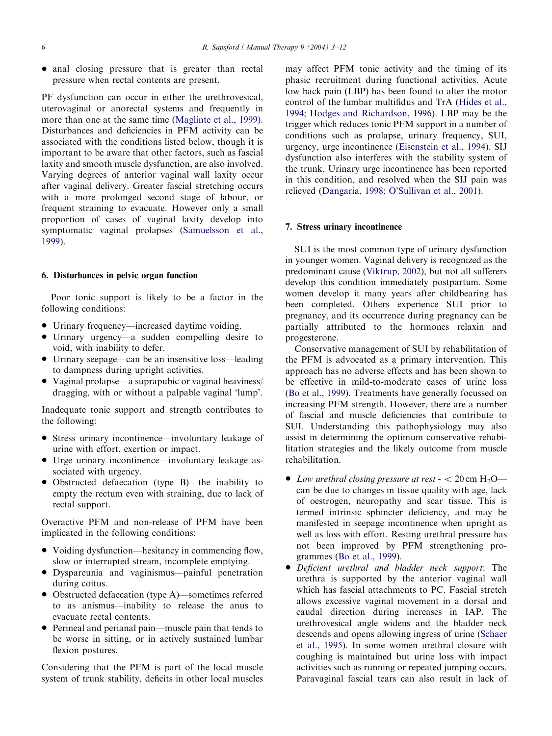- anal closing pressure that is greater than rectal pressure when rectal contents are present.

PF dysfunction can occur in either the urethrovesical, uterovaginal or anorectal systems and frequently in more than one at the same time (Maglinte et al., 1999). Disturbances and deficiencies in PFM activity can be associated with the conditions listed below, though it is important to be aware that other factors, such as fascial laxity and smooth muscle dysfunction, are also involved. Varying degrees of anterior vaginal wall laxity occur after vaginal delivery. Greater fascial stretching occurs with a more prolonged second stage of labour, or frequent straining to evacuate. However only a small proportion of cases of vaginal laxity develop into symptomatic vaginal prolapses (Samuelsson et al., 1999).

## 6. Disturbances in pelvic organ function

Poor tonic support is likely to be a factor in the following conditions:

- Urinary frequency—increased daytime voiding.
- Urinary urgency—a sudden compelling desire to void, with inability to defer.
- Urinary seepage—can be an insensitive loss—leading to dampness during upright activities.
- Vaginal prolapse—a suprapubic or vaginal heaviness/dragging, with or without a palpable vaginal 'lump'.

Inadequate tonic support and strength contributes to the following:

- Stress urinary incontinence—involuntary leakage of urine with effort, exertion or impact.
- Urge urinary incontinence—involuntary leakage associated with urgency.
- Obstructed defaecation (type B)—the inability to empty the rectum even with straining, due to lack of rectal support.

Overactive PFM and non-release of PFM have been implicated in the following conditions:

- Voiding dysfunction—hesitancy in commencing flow, slow or interrupted stream, incomplete emptying.
- Dyspareunia and vaginismus—painful penetration during coitus.
- Obstructed defaecation (type A)—sometimes referred to as anismus—inability to release the anus to evacuate rectal contents.
- Perineal and perianal pain—muscle pain that tends to be worse in sitting, or in actively sustained lumbar flexion postures.

Considering that the PFM is part of the local muscle system of trunk stability, deficits in other local muscles may affect PFM tonic activity and the timing of its phasic recruitment during functional activities. Acute low back pain (LBP) has been found to alter the motor control of the lumbar multifidus and TrA (Hides et al., 1994; Hodges and Richardson, 1996). LBP may be the trigger which reduces tonic PFM support in a number of conditions such as prolapse, urinary frequency, SUI, urgency, urge incontinence (Eisenstein et al., 1994). SIJ dysfunction also interferes with the stability system of the trunk. Urinary urge incontinence has been reported in this condition, and resolved when the SIJ pain was relieved (Dangaria, 1998; O'Sullivan et al., 2001).

## 7. Stress urinary incontinence

SUI is the most common type of urinary dysfunction in younger women. Vaginal delivery is recognized as the predominant cause (Viktrup, 2002), but not all sufferers develop this condition immediately postpartum. Some women develop it many years after childbearing has been completed. Others experience SUI prior to pregnancy, and its occurrence during pregnancy can be partially attributed to the hormones relaxin and progesterone.

Conservative management of SUI by rehabilitation of the PFM is advocated as a primary intervention. This approach has no adverse effects and has been shown to be effective in mild-to-moderate cases of urine loss (Bo et al., 1999). Treatments have generally focussed on increasing PFM strength. However, there are a number of fascial and muscle deficiencies that contribute to SUI. Understanding this pathophysiology may also assist in determining the optimum conservative rehabilitation strategies and the likely outcome from muscle rehabilitation.

- *Low urethral closing pressure at rest* - $< 20\,\text{cm H}_2\text{O}$—can be due to changes in tissue quality with age, lack of oestrogen, neuropathy and scar tissue. This is termed intrinsic sphincter deficiency, and may be manifested in seepage incontinence when upright as well as loss with effort. Resting urethral pressure has not been improved by PFM strengthening programmes (Bo et al., 1999).
- *Deficient urethral and bladder neck support*: The urethra is supported by the anterior vaginal wall which has fascial attachments to PC. Fascial stretch allows excessive vaginal movement in a dorsal and caudal direction during increases in IAP. The urethrovesical angle widens and the bladder neck descends and opens allowing ingress of urine (Schaer et al., 1995). In some women urethral closure with coughing is maintained but urine loss with impact activities such as running or repeated jumping occurs. Paravaginal fascial tears can also result in lack of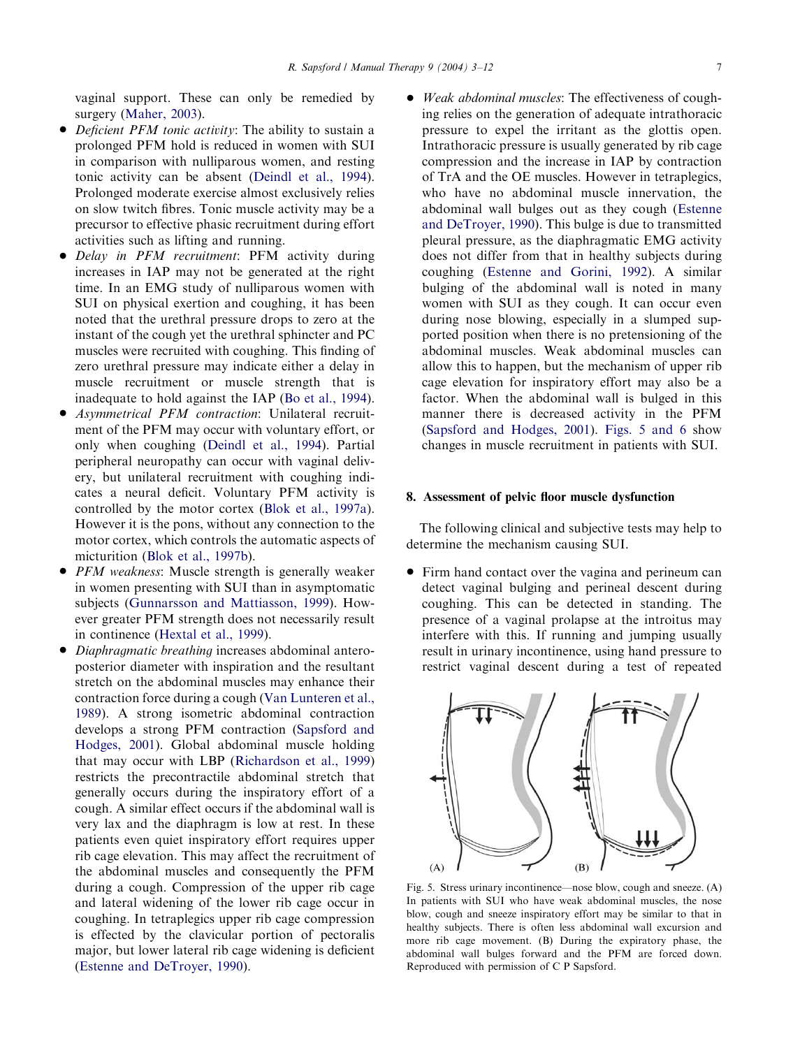vaginal support. These can only be remedied by surgery (Maher, 2003).

- *Deficient PFM tonic activity*: The ability to sustain a prolonged PFM hold is reduced in women with SUI in comparison with nulliparous women, and resting tonic activity can be absent (Deindl et al., 1994). Prolonged moderate exercise almost exclusively relies on slow twitch fibres. Tonic muscle activity may be a precursor to effective phasic recruitment during effort activities such as lifting and running.
- *Delay in PFM recruitment*: PFM activity during increases in IAP may not be generated at the right time. In an EMG study of nulliparous women with SUI on physical exertion and coughing, it has been noted that the urethral pressure drops to zero at the instant of the cough yet the urethral sphincter and PC muscles were recruited with coughing. This finding of zero urethral pressure may indicate either a delay in muscle recruitment or muscle strength that is inadequate to hold against the IAP (Bo et al., 1994).
- *Asymmetrical PFM contraction*: Unilateral recruitment of the PFM may occur with voluntary effort, or only when coughing (Deindl et al., 1994). Partial peripheral neuropathy can occur with vaginal delivery, but unilateral recruitment with coughing indicates a neural deficit. Voluntary PFM activity is controlled by the motor cortex (Blok et al., 1997a). However it is the pons, without any connection to the motor cortex, which controls the automatic aspects of micturition (Blok et al., 1997b).
- *PFM weakness*: Muscle strength is generally weaker in women presenting with SUI than in asymptomatic subjects (Gunnarsson and Mattiasson, 1999). However greater PFM strength does not necessarily result in continence (Hextal et al., 1999).
- *Diaphragmatic breathing* increases abdominal antero-posterior diameter with inspiration and the resultant stretch on the abdominal muscles may enhance their contraction force during a cough (Van Lunteren et al., 1989). A strong isometric abdominal contraction develops a strong PFM contraction (Sapsford and Hodges, 2001). Global abdominal muscle holding that may occur with LBP (Richardson et al., 1999) restricts the precontractile abdominal stretch that generally occurs during the inspiratory effort of a cough. A similar effect occurs if the abdominal wall is very lax and the diaphragm is low at rest. In these patients even quiet inspiratory effort requires upper rib cage elevation. This may affect the recruitment of the abdominal muscles and consequently the PFM during a cough. Compression of the upper rib cage and lateral widening of the lower rib cage occur in coughing. In tetraplegics upper rib cage compression is effected by the clavicular portion of pectoralis major, but lower lateral rib cage widening is deficient (Estenne and DeTroyer, 1990).
- *Weak abdominal muscles*: The effectiveness of coughing relies on the generation of adequate intrathoracic pressure to expel the irritant as the glottis open. Intrathoracic pressure is usually generated by rib cage compression and the increase in IAP by contraction of TrA and the OE muscles. However in tetraplegics, who have no abdominal muscle innervation, the abdominal wall bulges out as they cough (Estenne and DeTroyer, 1990). This bulge is due to transmitted pleural pressure, as the diaphragmatic EMG activity does not differ from that in healthy subjects during coughing (Estenne and Gorini, 1992). A similar bulging of the abdominal wall is noted in many women with SUI as they cough. It can occur even during nose blowing, especially in a slumped supported position when there is no pretensioning of the abdominal muscles. Weak abdominal muscles can allow this to happen, but the mechanism of upper rib cage elevation for inspiratory effort may also be a factor. When the abdominal wall is bulged in this manner there is decreased activity in the PFM (Sapsford and Hodges, 2001). Figs. 5 and 6 show changes in muscle recruitment in patients with SUI.

## 8. Assessment of pelvic floor muscle dysfunction

The following clinical and subjective tests may help to determine the mechanism causing SUI.

- Firm hand contact over the vagina and perineum can detect vaginal bulging and perineal descent during coughing. This can be detected in standing. The presence of a vaginal prolapse at the introitus may interfere with this. If running and jumping usually result in urinary incontinence, using hand pressure to restrict vaginal descent during a test of repeated

Fig. 5. Stress urinary incontinence—nose blow, cough and sneeze. (A) In patients with SUI who have weak abdominal muscles, the nose blow, cough and sneeze inspiratory effort may be similar to that in healthy subjects. There is often less abdominal wall excursion and more rib cage movement. (B) During the expiratory phase, the abdominal wall bulges forward and the PFM are forced down. Reproduced with permission of C P Sapsford.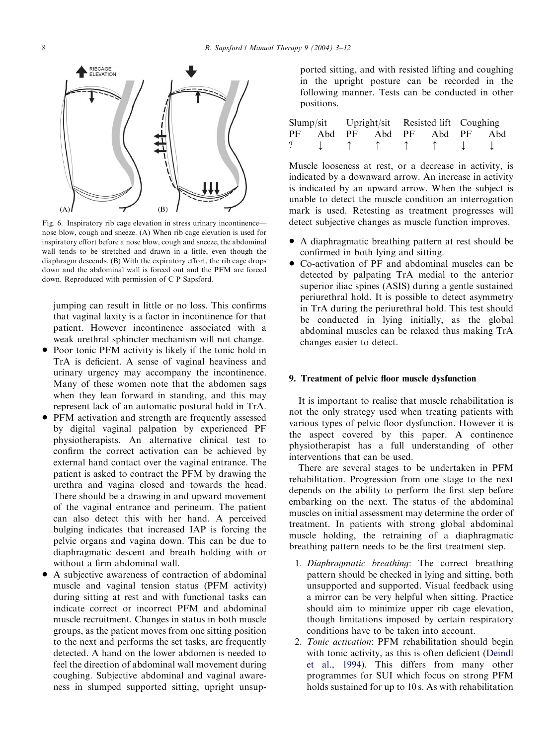Fig. 6. Inspiratory rib cage elevation in stress urinary incontinence—nose blow, cough and sneeze. (A) When rib cage elevation is used for inspiratory effort before a nose blow, cough and sneeze, the abdominal wall tends to be stretched and drawn in a little, even though the diaphragm descends. (B) With the expiratory effort, the rib cage drops down and the abdominal wall is forced out and the PFM are forced down. Reproduced with permission of C P Sapsford.

jumping can result in little or no loss. This confirms that vaginal laxity is a factor in incontinence for that patient. However incontinence associated with a weak urethral sphincter mechanism will not change.

- Poor tonic PFM activity is likely if the tonic hold in TrA is deficient. A sense of vaginal heaviness and urinary urgency may accompany the incontinence. Many of these women note that the abdomen sags when they lean forward in standing, and this may represent lack of an automatic postural hold in TrA.
- PFM activation and strength are frequently assessed by digital vaginal palpation by experienced PF physiotherapists. An alternative clinical test to confirm the correct activation can be achieved by external hand contact over the vaginal entrance. The patient is asked to contract the PFM by drawing the urethra and vagina closed and towards the head. There should be a drawing in and upward movement of the vaginal entrance and perineum. The patient can also detect this with her hand. A perceived bulging indicates that increased IAP is forcing the pelvic organs and vagina down. This can be due to diaphragmatic descent and breath holding with or without a firm abdominal wall.
- A subjective awareness of contraction of abdominal muscle and vaginal tension status (PFM activity) during sitting at rest and with functional tasks can indicate correct or incorrect PFM and abdominal muscle recruitment. Changes in status in both muscle groups, as the patient moves from one sitting position to the next and performs the set tasks, are frequently detected. A hand on the lower abdomen is needed to feel the direction of abdominal wall movement during coughing. Subjective abdominal and vaginal awareness in slumped supported sitting, upright unsupported sitting, and with resisted lifting and coughing in the upright posture can be recorded in the following manner. Tests can be conducted in other positions.

| Slump/sit | | Upright/sit | | Resisted lift | | Coughing | |
|---|---|---|---|---|---|---|---|
| PF | Abd | PF | Abd | PF | Abd | PF | Abd |
| ? | ↓ | ↑ | ↑ | ↑ | ↑ | ↓ | ↓ |

Muscle looseness at rest, or a decrease in activity, is indicated by a downward arrow. An increase in activity is indicated by an upward arrow. When the subject is unable to detect the muscle condition an interrogation mark is used. Retesting as treatment progresses will detect subjective changes as muscle function improves.

- A diaphragmatic breathing pattern at rest should be confirmed in both lying and sitting.
- Co-activation of PF and abdominal muscles can be detected by palpating TrA medial to the anterior superior iliac spines (ASIS) during a gentle sustained periurethral hold. It is possible to detect asymmetry in TrA during the periurethral hold. This test should be conducted in lying initially, as the global abdominal muscles can be relaxed thus making TrA changes easier to detect.

## 9. Treatment of pelvic floor muscle dysfunction

It is important to realise that muscle rehabilitation is not the only strategy used when treating patients with various types of pelvic floor dysfunction. However it is the aspect covered by this paper. A continence physiotherapist has a full understanding of other interventions that can be used.

There are several stages to be undertaken in PFM rehabilitation. Progression from one stage to the next depends on the ability to perform the first step before embarking on the next. The status of the abdominal muscles on initial assessment may determine the order of treatment. In patients with strong global abdominal muscle holding, the retraining of a diaphragmatic breathing pattern needs to be the first treatment step.

1. *Diaphragmatic breathing*: The correct breathing pattern should be checked in lying and sitting, both unsupported and supported. Visual feedback using a mirror can be very helpful when sitting. Practice should aim to minimize upper rib cage elevation, though limitations imposed by certain respiratory conditions have to be taken into account.
2. *Tonic activation*: PFM rehabilitation should begin with tonic activity, as this is often deficient (Deindl et al., 1994). This differs from many other programmes for SUI which focus on strong PFM holds sustained for up to 10 s. As with rehabilitation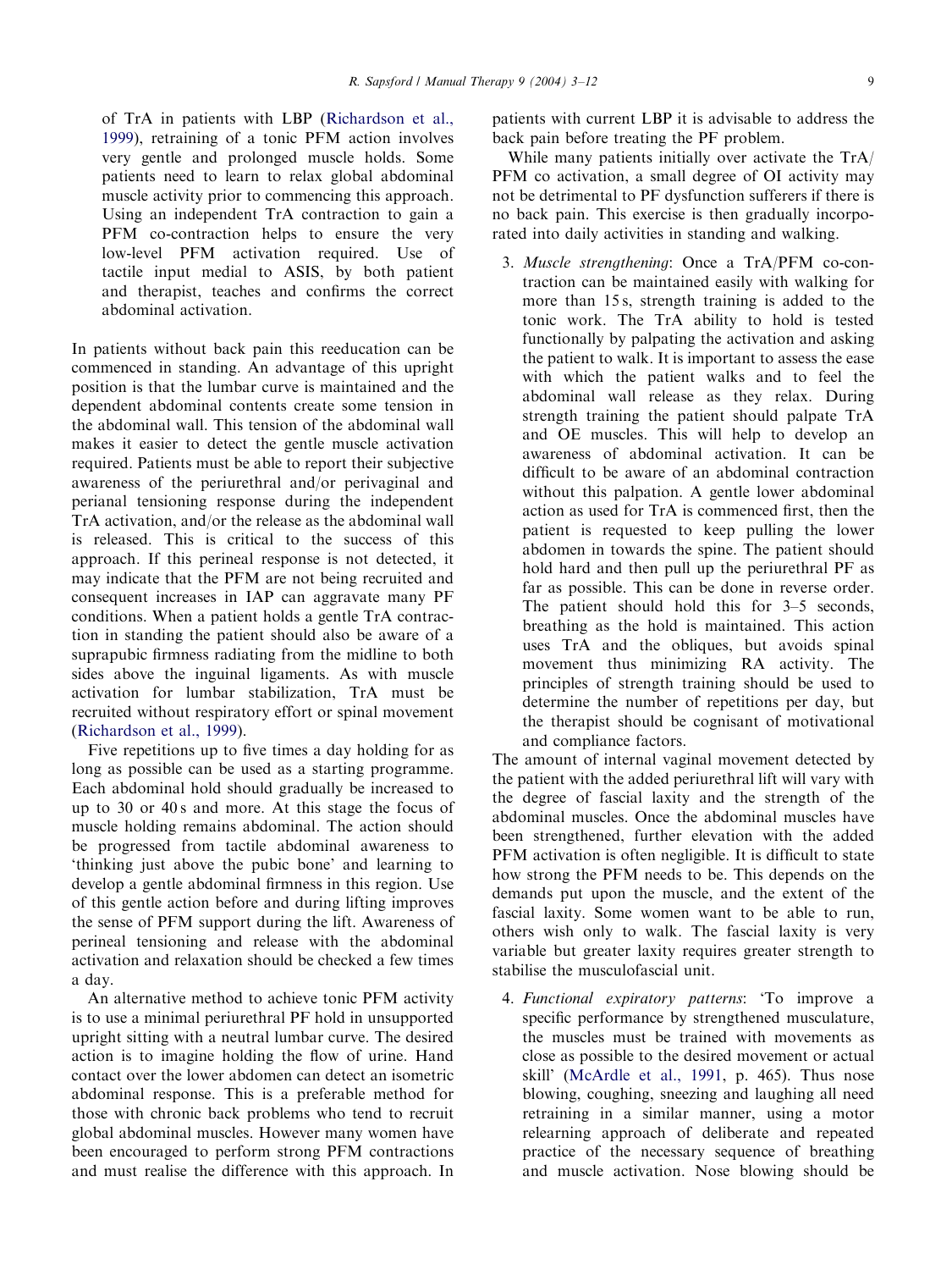of TrA in patients with LBP (Richardson et al., 1999), retraining of a tonic PFM action involves very gentle and prolonged muscle holds. Some patients need to learn to relax global abdominal muscle activity prior to commencing this approach. Using an independent TrA contraction to gain a PFM co-contraction helps to ensure the very low-level PFM activation required. Use of tactile input medial to ASIS, by both patient and therapist, teaches and confirms the correct abdominal activation.

In patients without back pain this reeducation can be commenced in standing. An advantage of this upright position is that the lumbar curve is maintained and the dependent abdominal contents create some tension in the abdominal wall. This tension of the abdominal wall makes it easier to detect the gentle muscle activation required. Patients must be able to report their subjective awareness of the periurethral and/or perivaginal and perianal tensioning response during the independent TrA activation, and/or the release as the abdominal wall is released. This is critical to the success of this approach. If this perineal response is not detected, it may indicate that the PFM are not being recruited and consequent increases in IAP can aggravate many PF conditions. When a patient holds a gentle TrA contraction in standing the patient should also be aware of a suprapubic firmness radiating from the midline to both sides above the inguinal ligaments. As with muscle activation for lumbar stabilization, TrA must be recruited without respiratory effort or spinal movement (Richardson et al., 1999).

Five repetitions up to five times a day holding for as long as possible can be used as a starting programme. Each abdominal hold should gradually be increased to up to 30 or 40 s and more. At this stage the focus of muscle holding remains abdominal. The action should be progressed from tactile abdominal awareness to 'thinking just above the pubic bone' and learning to develop a gentle abdominal firmness in this region. Use of this gentle action before and during lifting improves the sense of PFM support during the lift. Awareness of perineal tensioning and release with the abdominal activation and relaxation should be checked a few times a day.

An alternative method to achieve tonic PFM activity is to use a minimal periurethral PF hold in unsupported upright sitting with a neutral lumbar curve. The desired action is to imagine holding the flow of urine. Hand contact over the lower abdomen can detect an isometric abdominal response. This is a preferable method for those with chronic back problems who tend to recruit global abdominal muscles. However many women have been encouraged to perform strong PFM contractions and must realise the difference with this approach. In patients with current LBP it is advisable to address the back pain before treating the PF problem.

While many patients initially over activate the TrA/PFM co activation, a small degree of OI activity may not be detrimental to PF dysfunction sufferers if there is no back pain. This exercise is then gradually incorporated into daily activities in standing and walking.

3. *Muscle strengthening*: Once a TrA/PFM co-contraction can be maintained easily with walking for more than 15 s, strength training is added to the tonic work. The TrA ability to hold is tested functionally by palpating the activation and asking the patient to walk. It is important to assess the ease with which the patient walks and to feel the abdominal wall release as they relax. During strength training the patient should palpate TrA and OE muscles. This will help to develop an awareness of abdominal activation. It can be difficult to be aware of an abdominal contraction without this palpation. A gentle lower abdominal action as used for TrA is commenced first, then the patient is requested to keep pulling the lower abdomen in towards the spine. The patient should hold hard and then pull up the periurethral PF as far as possible. This can be done in reverse order. The patient should hold this for 3–5 seconds, breathing as the hold is maintained. This action uses TrA and the obliques, but avoids spinal movement thus minimizing RA activity. The principles of strength training should be used to determine the number of repetitions per day, but the therapist should be cognisant of motivational and compliance factors.

The amount of internal vaginal movement detected by the patient with the added periurethral lift will vary with the degree of fascial laxity and the strength of the abdominal muscles. Once the abdominal muscles have been strengthened, further elevation with the added PFM activation is often negligible. It is difficult to state how strong the PFM needs to be. This depends on the demands put upon the muscle, and the extent of the fascial laxity. Some women want to be able to run, others wish only to walk. The fascial laxity is very variable but greater laxity requires greater strength to stabilise the musculofascial unit.

4. *Functional expiratory patterns*: 'To improve a specific performance by strengthened musculature, the muscles must be trained with movements as close as possible to the desired movement or actual skill' (McArdle et al., 1991, p. 465). Thus nose blowing, coughing, sneezing and laughing all need retraining in a similar manner, using a motor relearning approach of deliberate and repeated practice of the necessary sequence of breathing and muscle activation. Nose blowing should be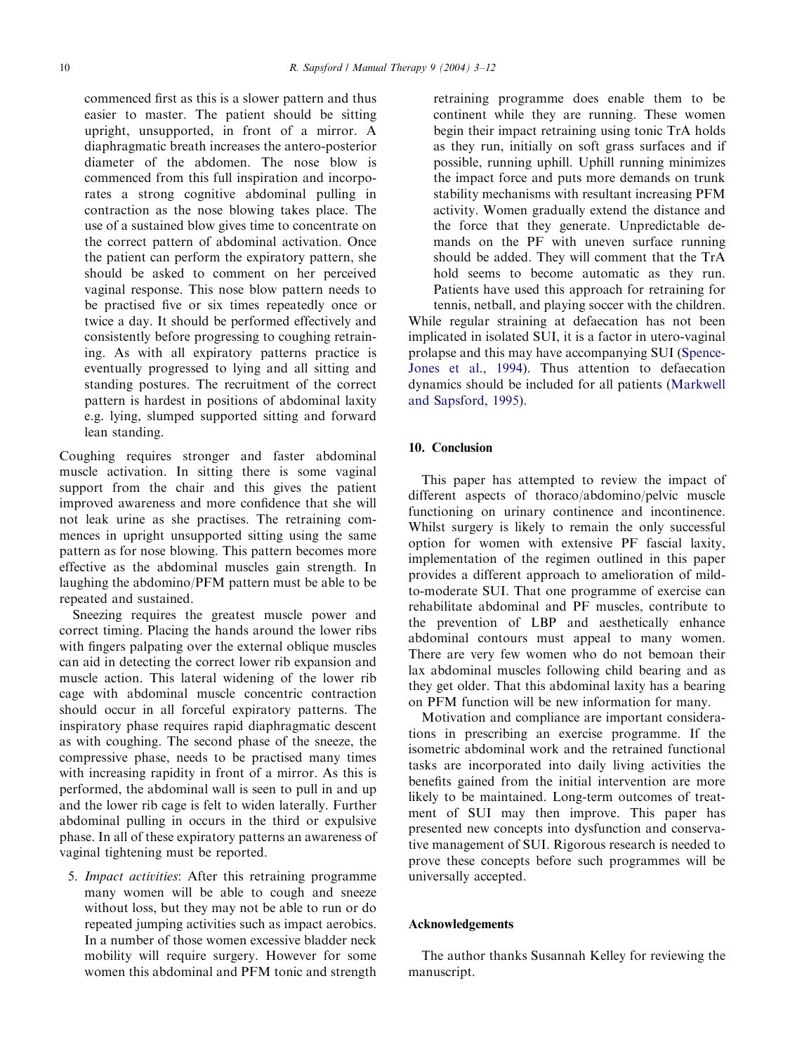commenced first as this is a slower pattern and thus easier to master. The patient should be sitting upright, unsupported, in front of a mirror. A diaphragmatic breath increases the antero-posterior diameter of the abdomen. The nose blow is commenced from this full inspiration and incorporates a strong cognitive abdominal pulling in contraction as the nose blowing takes place. The use of a sustained blow gives time to concentrate on the correct pattern of abdominal activation. Once the patient can perform the expiratory pattern, she should be asked to comment on her perceived vaginal response. This nose blow pattern needs to be practised five or six times repeatedly once or twice a day. It should be performed effectively and consistently before progressing to coughing retraining. As with all expiratory patterns practice is eventually progressed to lying and all sitting and standing postures. The recruitment of the correct pattern is hardest in positions of abdominal laxity e.g. lying, slumped supported sitting and forward lean standing.

Coughing requires stronger and faster abdominal muscle activation. In sitting there is some vaginal support from the chair and this gives the patient improved awareness and more confidence that she will not leak urine as she practises. The retraining commences in upright unsupported sitting using the same pattern as for nose blowing. This pattern becomes more effective as the abdominal muscles gain strength. In laughing the abdomino/PFM pattern must be able to be repeated and sustained.

Sneezing requires the greatest muscle power and correct timing. Placing the hands around the lower ribs with fingers palpating over the external oblique muscles can aid in detecting the correct lower rib expansion and muscle action. This lateral widening of the lower rib cage with abdominal muscle concentric contraction should occur in all forceful expiratory patterns. The inspiratory phase requires rapid diaphragmatic descent as with coughing. The second phase of the sneeze, the compressive phase, needs to be practised many times with increasing rapidity in front of a mirror. As this is performed, the abdominal wall is seen to pull in and up and the lower rib cage is felt to widen laterally. Further abdominal pulling in occurs in the third or expulsive phase. In all of these expiratory patterns an awareness of vaginal tightening must be reported.

5. *Impact activities*: After this retraining programme many women will be able to cough and sneeze without loss, but they may not be able to run or do repeated jumping activities such as impact aerobics. In a number of those women excessive bladder neck mobility will require surgery. However for some women this abdominal and PFM tonic and strength retraining programme does enable them to be continent while they are running. These women begin their impact retraining using tonic TrA holds as they run, initially on soft grass surfaces and if possible, running uphill. Uphill running minimizes the impact force and puts more demands on trunk stability mechanisms with resultant increasing PFM activity. Women gradually extend the distance and the force that they generate. Unpredictable demands on the PF with uneven surface running should be added. They will comment that the TrA hold seems to become automatic as they run. Patients have used this approach for retraining for tennis, netball, and playing soccer with the children.

While regular straining at defaecation has not been implicated in isolated SUI, it is a factor in utero-vaginal prolapse and this may have accompanying SUI (Spence-Jones et al., 1994). Thus attention to defaecation dynamics should be included for all patients (Markwell and Sapsford, 1995).

## 10. Conclusion

This paper has attempted to review the impact of different aspects of thoraco/abdomino/pelvic muscle functioning on urinary continence and incontinence. Whilst surgery is likely to remain the only successful option for women with extensive PF fascial laxity, implementation of the regimen outlined in this paper provides a different approach to amelioration of mild-to-moderate SUI. That one programme of exercise can rehabilitate abdominal and PF muscles, contribute to the prevention of LBP and aesthetically enhance abdominal contours must appeal to many women. There are very few women who do not bemoan their lax abdominal muscles following child bearing and as they get older. That this abdominal laxity has a bearing on PFM function will be new information for many.

Motivation and compliance are important considerations in prescribing an exercise programme. If the isometric abdominal work and the retrained functional tasks are incorporated into daily living activities the benefits gained from the initial intervention are more likely to be maintained. Long-term outcomes of treatment of SUI may then improve. This paper has presented new concepts into dysfunction and conservative management of SUI. Rigorous research is needed to prove these concepts before such programmes will be universally accepted.

## Acknowledgements

The author thanks Susannah Kelley for reviewing the manuscript.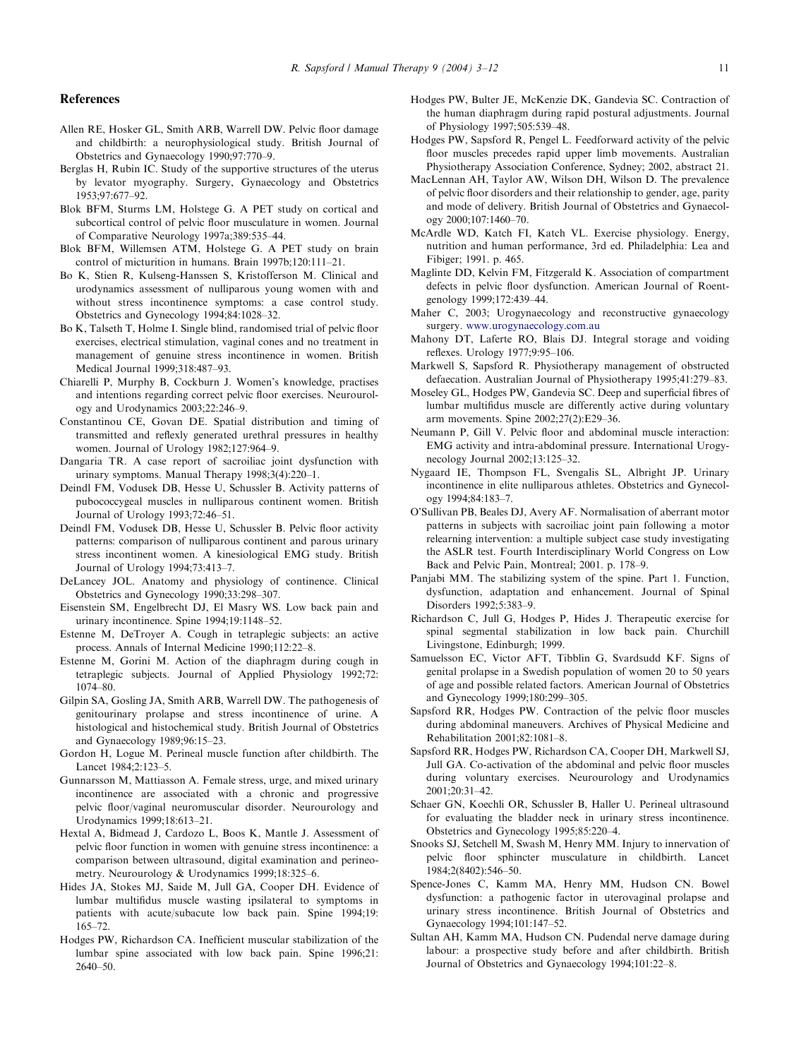## References

Allen RE, Hosker GL, Smith ARB, Warrell DW. Pelvic floor damage and childbirth: a neurophysiological study. British Journal of Obstetrics and Gynaecology 1990;97:770–9.

Berglas H, Rubin IC. Study of the supportive structures of the uterus by levator myography. Surgery, Gynaecology and Obstetrics 1953;97:677–92.

Blok BFM, Sturms LM, Holstege G. A PET study on cortical and subcortical control of pelvic floor musculature in women. Journal of Comparative Neurology 1997a;389:535–44.

Blok BFM, Willemsen ATM, Holstege G. A PET study on brain control of micturition in humans. Brain 1997b;120:111–21.

Bo K, Stien R, Kulseng-Hanssen S, Kristofferson M. Clinical and urodynamics assessment of nulliparous young women with and without stress incontinence symptoms: a case control study. Obstetrics and Gynecology 1994;84:1028–32.

Bo K, Talseth T, Holme I. Single blind, randomised trial of pelvic floor exercises, electrical stimulation, vaginal cones and no treatment in management of genuine stress incontinence in women. British Medical Journal 1999;318:487–93.

Chiarelli P, Murphy B, Cockburn J. Women's knowledge, practises and intentions regarding correct pelvic floor exercises. Neurourology and Urodynamics 2003;22:246–9.

Constantinou CE, Govan DE. Spatial distribution and timing of transmitted and reflexly generated urethral pressures in healthy women. Journal of Urology 1982;127:964–9.

Dangaria TR. A case report of sacroiliac joint dysfunction with urinary symptoms. Manual Therapy 1998;3(4):220–1.

Deindl FM, Vodusek DB, Hesse U, Schussler B. Activity patterns of pubococcygeal muscles in nulliparous continent women. British Journal of Urology 1993;72:46–51.

Deindl FM, Vodusek DB, Hesse U, Schussler B. Pelvic floor activity patterns: comparison of nulliparous continent and parous urinary stress incontinent women. A kinesiological EMG study. British Journal of Urology 1994;73:413–7.

DeLancey JOL. Anatomy and physiology of continence. Clinical Obstetrics and Gynecology 1990;33:298–307.

Eisenstein SM, Engelbrecht DJ, El Masry WS. Low back pain and urinary incontinence. Spine 1994;19:1148–52.

Estenne M, DeTroyer A. Cough in tetraplegic subjects: an active process. Annals of Internal Medicine 1990;112:22–8.

Estenne M, Gorini M. Action of the diaphragm during cough in tetraplegic subjects. Journal of Applied Physiology 1992;72:1074–80.

Gilpin SA, Gosling JA, Smith ARB, Warrell DW. The pathogenesis of genitourinary prolapse and stress incontinence of urine. A histological and histochemical study. British Journal of Obstetrics and Gynaecology 1989;96:15–23.

Gordon H, Logue M. Perineal muscle function after childbirth. The Lancet 1984;2:123–5.

Gunnarsson M, Mattiasson A. Female stress, urge, and mixed urinary incontinence are associated with a chronic and progressive pelvic floor/vaginal neuromuscular disorder. Neurourology and Urodynamics 1999;18:613–21.

Hextal A, Bidmead J, Cardozo L, Boos K, Mantle J. Assessment of pelvic floor function in women with genuine stress incontinence: a comparison between ultrasound, digital examination and perineometry. Neurourology & Urodynamics 1999;18:325–6.

Hides JA, Stokes MJ, Saide M, Jull GA, Cooper DH. Evidence of lumbar multifidus muscle wasting ipsilateral to symptoms in patients with acute/subacute low back pain. Spine 1994;19:165–72.

Hodges PW, Richardson CA. Inefficient muscular stabilization of the lumbar spine associated with low back pain. Spine 1996;21:2640–50.

Hodges PW, Bulter JE, McKenzie DK, Gandevia SC. Contraction of the human diaphragm during rapid postural adjustments. Journal of Physiology 1997;505:539–48.

Hodges PW, Sapsford R, Pengel L. Feedforward activity of the pelvic floor muscles precedes rapid upper limb movements. Australian Physiotherapy Association Conference, Sydney; 2002, abstract 21.

MacLennan AH, Taylor AW, Wilson DH, Wilson D. The prevalence of pelvic floor disorders and their relationship to gender, age, parity and mode of delivery. British Journal of Obstetrics and Gynaecology 2000;107:1460–70.

McArdle WD, Katch FI, Katch VL. Exercise physiology. Energy, nutrition and human performance, 3rd ed. Philadelphia: Lea and Fibiger; 1991. p. 465.

Maglinte DD, Kelvin FM, Fitzgerald K. Association of compartment defects in pelvic floor dysfunction. American Journal of Roentgenology 1999;172:439–44.

Maher C, 2003; Urogynaecology and reconstructive gynaecology surgery. www.urogynaecology.com.au

Mahony DT, Laferte RO, Blais DJ. Integral storage and voiding reflexes. Urology 1977;9:95–106.

Markwell S, Sapsford R. Physiotherapy management of obstructed defaecation. Australian Journal of Physiotherapy 1995;41:279–83.

Moseley GL, Hodges PW, Gandevia SC. Deep and superficial fibres of lumbar multifidus muscle are differently active during voluntary arm movements. Spine 2002;27(2):E29–36.

Neumann P, Gill V. Pelvic floor and abdominal muscle interaction: EMG activity and intra-abdominal pressure. International Urogynecology Journal 2002;13:125–32.

Nygaard IE, Thompson FL, Svengalis SL, Albright JP. Urinary incontinence in elite nulliparous athletes. Obstetrics and Gynecology 1994;84:183–7.

O'Sullivan PB, Beales DJ, Avery AF. Normalisation of aberrant motor patterns in subjects with sacroiliac joint pain following a motor relearning intervention: a multiple subject case study investigating the ASLR test. Fourth Interdisciplinary World Congress on Low Back and Pelvic Pain, Montreal; 2001. p. 178–9.

Panjabi MM. The stabilizing system of the spine. Part 1. Function, dysfunction, adaptation and enhancement. Journal of Spinal Disorders 1992;5:383–9.

Richardson C, Jull G, Hodges P, Hides J. Therapeutic exercise for spinal segmental stabilization in low back pain. Churchill Livingstone, Edinburgh; 1999.

Samuelsson EC, Victor AFT, Tibblin G, Svardsudd KF. Signs of genital prolapse in a Swedish population of women 20 to 50 years of age and possible related factors. American Journal of Obstetrics and Gynecology 1999;180:299–305.

Sapsford RR, Hodges PW. Contraction of the pelvic floor muscles during abdominal maneuvers. Archives of Physical Medicine and Rehabilitation 2001;82:1081–8.

Sapsford RR, Hodges PW, Richardson CA, Cooper DH, Markwell SJ, Jull GA. Co-activation of the abdominal and pelvic floor muscles during voluntary exercises. Neurourology and Urodynamics 2001;20:31–42.

Schaer GN, Koechli OR, Schussler B, Haller U. Perineal ultrasound for evaluating the bladder neck in urinary stress incontinence. Obstetrics and Gynecology 1995;85:220–4.

Snooks SJ, Setchell M, Swash M, Henry MM. Injury to innervation of pelvic floor sphincter musculature in childbirth. Lancet 1984;2(8402):546–50.

Spence-Jones C, Kamm MA, Henry MM, Hudson CN. Bowel dysfunction: a pathogenic factor in uterovaginal prolapse and urinary stress incontinence. British Journal of Obstetrics and Gynaecology 1994;101:147–52.

Sultan AH, Kamm MA, Hudson CN. Pudendal nerve damage during labour: a prospective study before and after childbirth. British Journal of Obstetrics and Gynaecology 1994;101:22–8.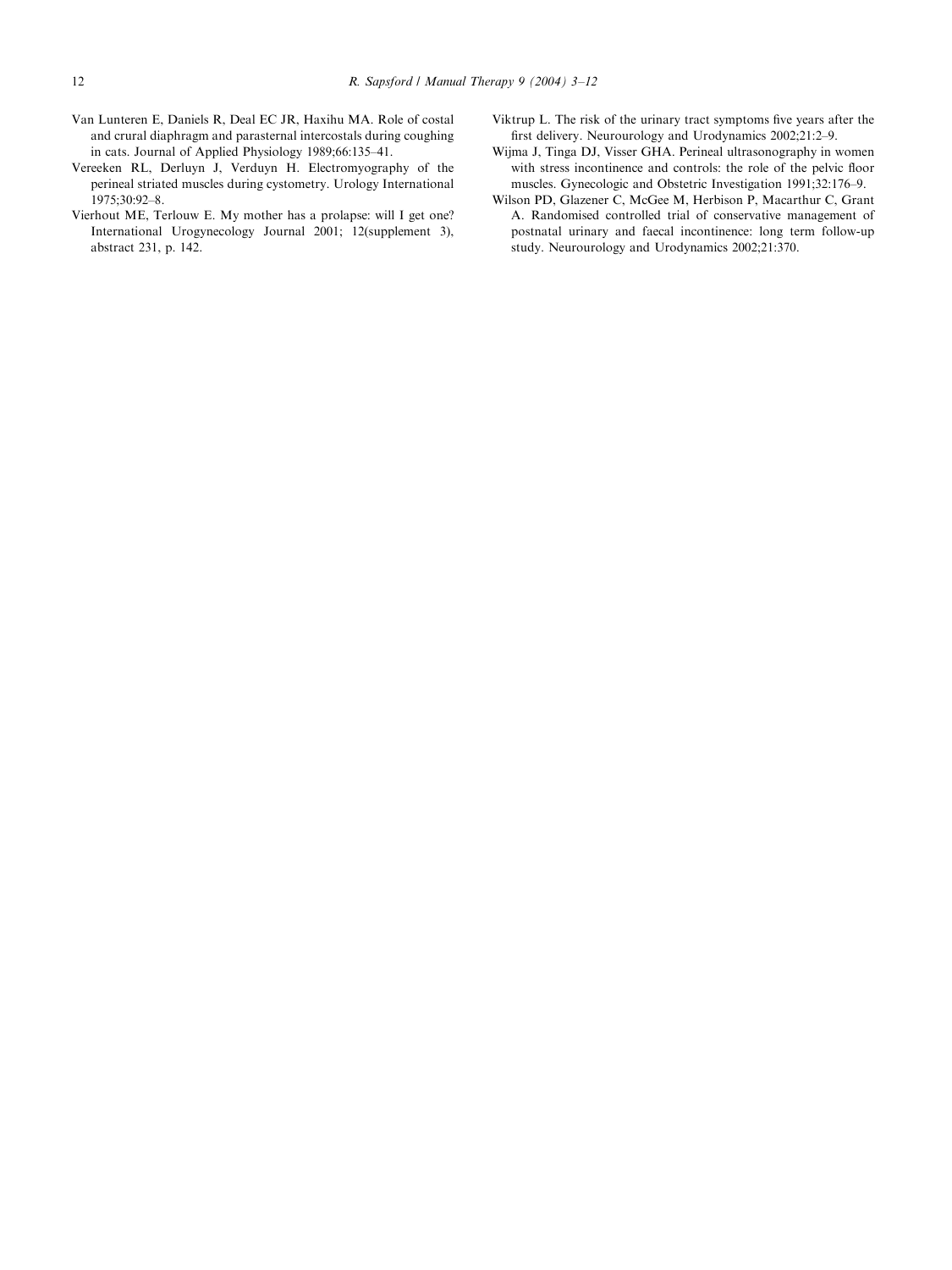Van Lunteren E, Daniels R, Deal EC JR, Haxihu MA. Role of costal and crural diaphragm and parasternal intercostals during coughing in cats. Journal of Applied Physiology 1989;66:135–41.

Vereeken RL, Derluyn J, Verduyn H. Electromyography of the perineal striated muscles during cystometry. Urology International 1975;30:92–8.

Vierhout ME, Terlouw E. My mother has a prolapse: will I get one? International Urogynecology Journal 2001; 12(supplement 3), abstract 231, p. 142.

Viktrup L. The risk of the urinary tract symptoms five years after the first delivery. Neurourology and Urodynamics 2002;21:2–9.

Wijma J, Tinga DJ, Visser GHA. Perineal ultrasonography in women with stress incontinence and controls: the role of the pelvic floor muscles. Gynecologic and Obstetric Investigation 1991;32:176–9.

Wilson PD, Glazener C, McGee M, Herbison P, Macarthur C, Grant A. Randomised controlled trial of conservative management of postnatal urinary and faecal incontinence: long term follow-up study. Neurourology and Urodynamics 2002;21:370.